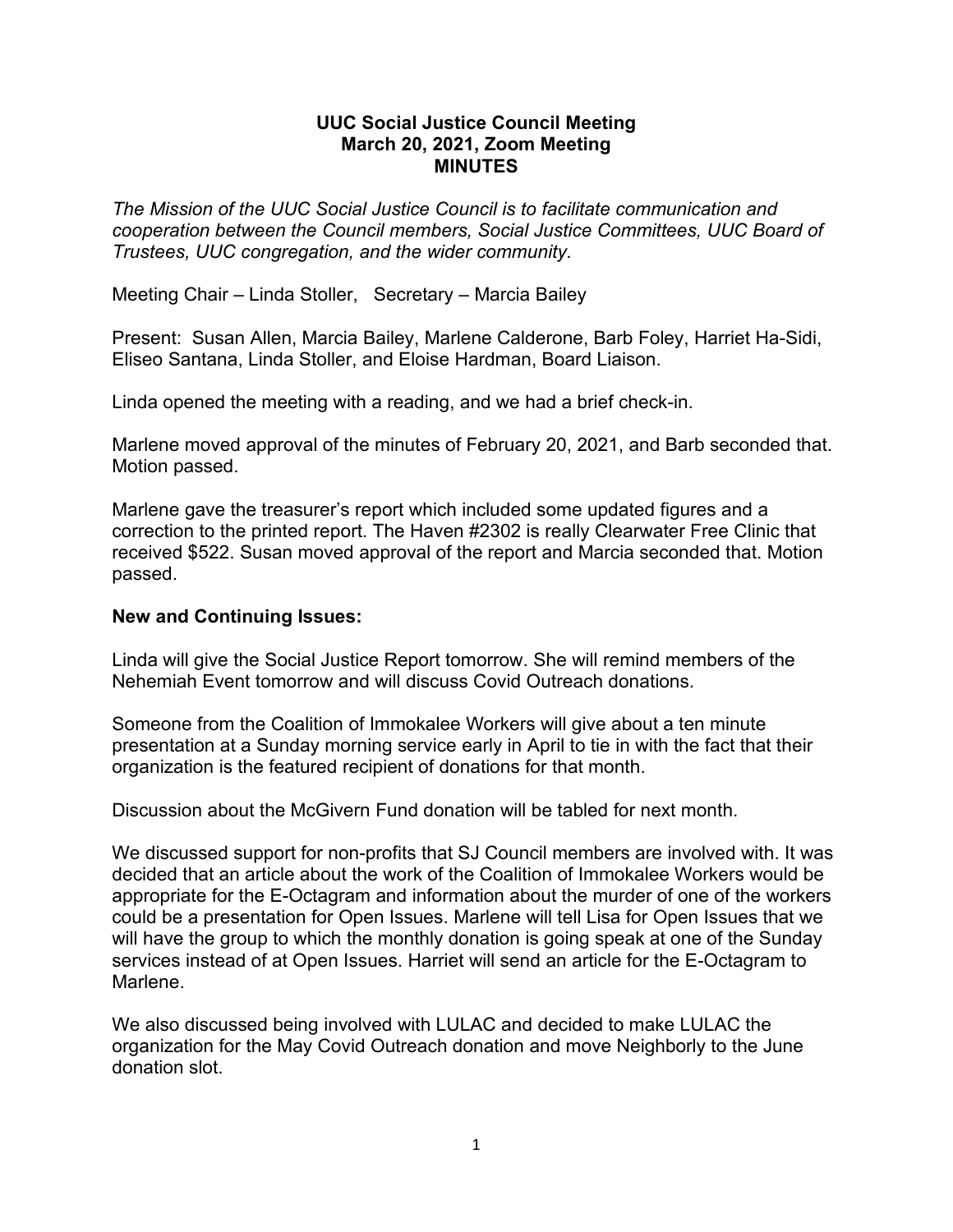**UUC Social Justice Council Meeting**
**March 20, 2021, Zoom Meeting**
**MINUTES**

*The Mission of the UUC Social Justice Council is to facilitate communication and cooperation between the Council members, Social Justice Committees, UUC Board of Trustees, UUC congregation, and the wider community.*

Meeting Chair – Linda Stoller, Secretary – Marcia Bailey

Present: Susan Allen, Marcia Bailey, Marlene Calderone, Barb Foley, Harriet Ha-Sidi, Eliseo Santana, Linda Stoller, and Eloise Hardman, Board Liaison.

Linda opened the meeting with a reading, and we had a brief check-in.

Marlene moved approval of the minutes of February 20, 2021, and Barb seconded that. Motion passed.

Marlene gave the treasurer's report which included some updated figures and a correction to the printed report. The Haven #2302 is really Clearwater Free Clinic that received $522. Susan moved approval of the report and Marcia seconded that. Motion passed.

**New and Continuing Issues:**

Linda will give the Social Justice Report tomorrow. She will remind members of the Nehemiah Event tomorrow and will discuss Covid Outreach donations.

Someone from the Coalition of Immokalee Workers will give about a ten minute presentation at a Sunday morning service early in April to tie in with the fact that their organization is the featured recipient of donations for that month.

Discussion about the McGivern Fund donation will be tabled for next month.

We discussed support for non-profits that SJ Council members are involved with. It was decided that an article about the work of the Coalition of Immokalee Workers would be appropriate for the E-Octagram and information about the murder of one of the workers could be a presentation for Open Issues. Marlene will tell Lisa for Open Issues that we will have the group to which the monthly donation is going speak at one of the Sunday services instead of at Open Issues. Harriet will send an article for the E-Octagram to Marlene.

We also discussed being involved with LULAC and decided to make LULAC the organization for the May Covid Outreach donation and move Neighborly to the June donation slot.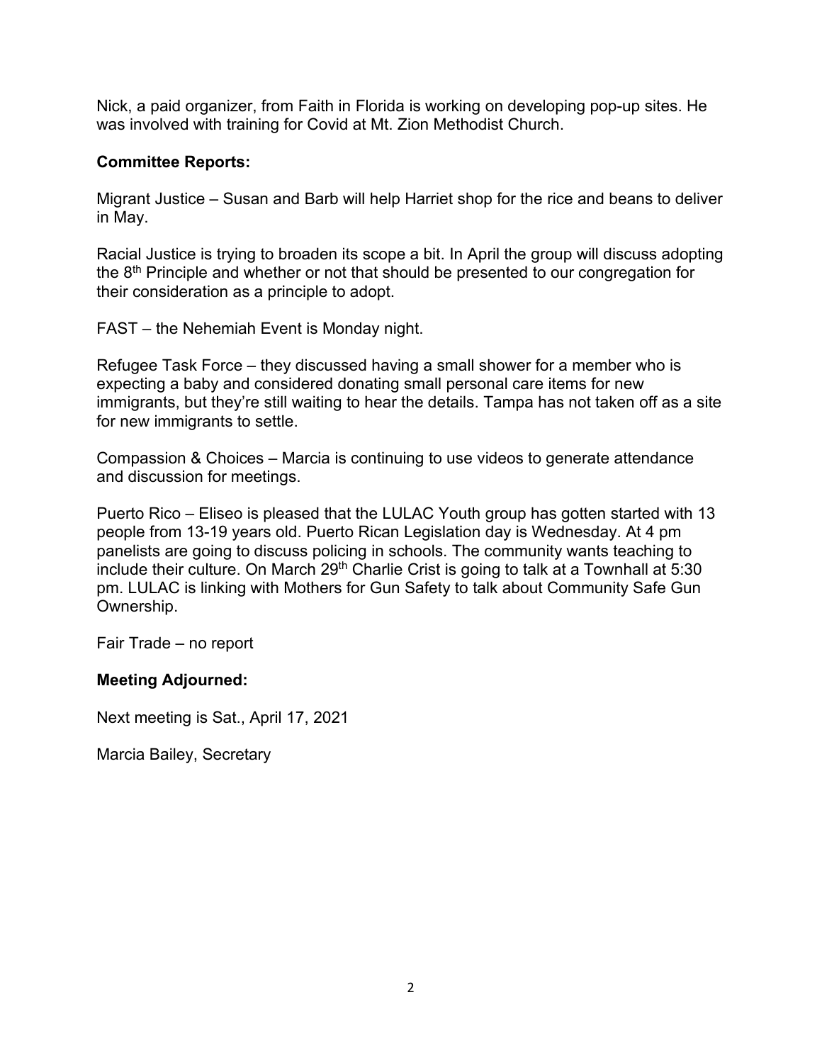Nick, a paid organizer, from Faith in Florida is working on developing pop-up sites. He was involved with training for Covid at Mt. Zion Methodist Church.

**Committee Reports:**

Migrant Justice – Susan and Barb will help Harriet shop for the rice and beans to deliver in May.

Racial Justice is trying to broaden its scope a bit. In April the group will discuss adopting the 8th Principle and whether or not that should be presented to our congregation for their consideration as a principle to adopt.

FAST – the Nehemiah Event is Monday night.

Refugee Task Force – they discussed having a small shower for a member who is expecting a baby and considered donating small personal care items for new immigrants, but they're still waiting to hear the details. Tampa has not taken off as a site for new immigrants to settle.

Compassion & Choices – Marcia is continuing to use videos to generate attendance and discussion for meetings.

Puerto Rico – Eliseo is pleased that the LULAC Youth group has gotten started with 13 people from 13-19 years old. Puerto Rican Legislation day is Wednesday. At 4 pm panelists are going to discuss policing in schools. The community wants teaching to include their culture. On March 29th Charlie Crist is going to talk at a Townhall at 5:30 pm. LULAC is linking with Mothers for Gun Safety to talk about Community Safe Gun Ownership.

Fair Trade – no report

**Meeting Adjourned:**

Next meeting is Sat., April 17, 2021

Marcia Bailey, Secretary